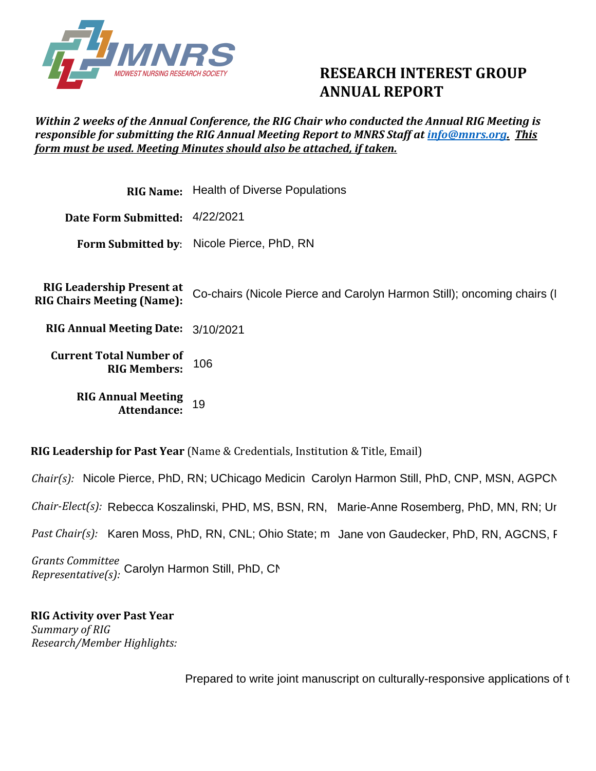MNRS
MIDWEST NURSING RESEARCH SOCIETY

# RESEARCH INTEREST GROUP ANNUAL REPORT

***Within 2 weeks of the Annual Conference, the RIG Chair who conducted the Annual RIG Meeting is responsible for submitting the RIG Annual Meeting Report to MNRS Staff at [info@mnrs.org](mailto:info@mnrs.org). <u>This form must be used. Meeting Minutes should also be attached, if taken.</u>***

**RIG Name:** Health of Diverse Populations

**Date Form Submitted:** 4/22/2021

**Form Submitted by:** Nicole Pierce, PhD, RN

**RIG Leadership Present at RIG Chairs Meeting (Name):** Co-chairs (Nicole Pierce and Carolyn Harmon Still); oncoming chairs (I

**RIG Annual Meeting Date:** 3/10/2021

**Current Total Number of RIG Members:** 106

**RIG Annual Meeting Attendance:** 19

**RIG Leadership for Past Year** (Name & Credentials, Institution & Title, Email)

*Chair(s):* Nicole Pierce, PhD, RN; UChicago Medicin Carolyn Harmon Still, PhD, CNP, MSN, AGPCN

*Chair-Elect(s):* Rebecca Koszalinski, PHD, MS, BSN, RN, Marie-Anne Rosemberg, PhD, MN, RN; Ur

*Past Chair(s):* Karen Moss, PhD, RN, CNL; Ohio State; m Jane von Gaudecker, PhD, RN, AGCNS, F

*Grants Committee Representative(s):* Carolyn Harmon Still, PhD, CN

**RIG Activity over Past Year**

*Summary of RIG Research/Member Highlights:*

Prepared to write joint manuscript on culturally-responsive applications of t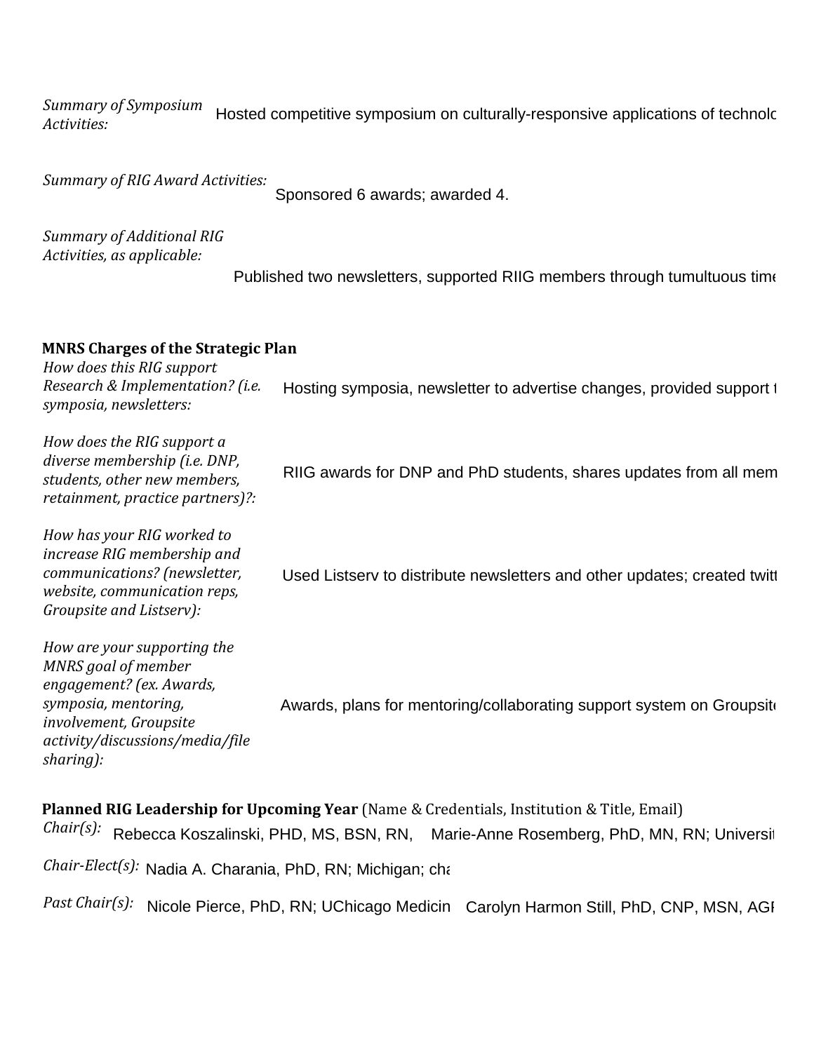*Summary of Symposium Activities:* Hosted competitive symposium on culturally-responsive applications of technolo

*Summary of RIG Award Activities:* Sponsored 6 awards; awarded 4.

*Summary of Additional RIG Activities, as applicable:* Published two newsletters, supported RIIG members through tumultuous time

**MNRS Charges of the Strategic Plan**

*How does this RIG support Research & Implementation? (i.e. symposia, newsletters:* Hosting symposia, newsletter to advertise changes, provided support t

*How does the RIG support a diverse membership (i.e. DNP, students, other new members, retainment, practice partners)?:* RIIG awards for DNP and PhD students, shares updates from all mem

*How has your RIG worked to increase RIG membership and communications? (newsletter, website, communication reps, Groupsite and Listserv):* Used Listserv to distribute newsletters and other updates; created twitt

*How are your supporting the MNRS goal of member engagement? (ex. Awards, symposia, mentoring, involvement, Groupsite activity/discussions/media/file sharing):* Awards, plans for mentoring/collaborating support system on Groupsite

**Planned RIG Leadership for Upcoming Year** (Name & Credentials, Institution & Title, Email)

*Chair(s):* Rebecca Koszalinski, PHD, MS, BSN, RN, Marie-Anne Rosemberg, PhD, MN, RN; Universit

*Chair-Elect(s):* Nadia A. Charania, PhD, RN; Michigan; cha

*Past Chair(s):* Nicole Pierce, PhD, RN; UChicago Medicin Carolyn Harmon Still, PhD, CNP, MSN, AGF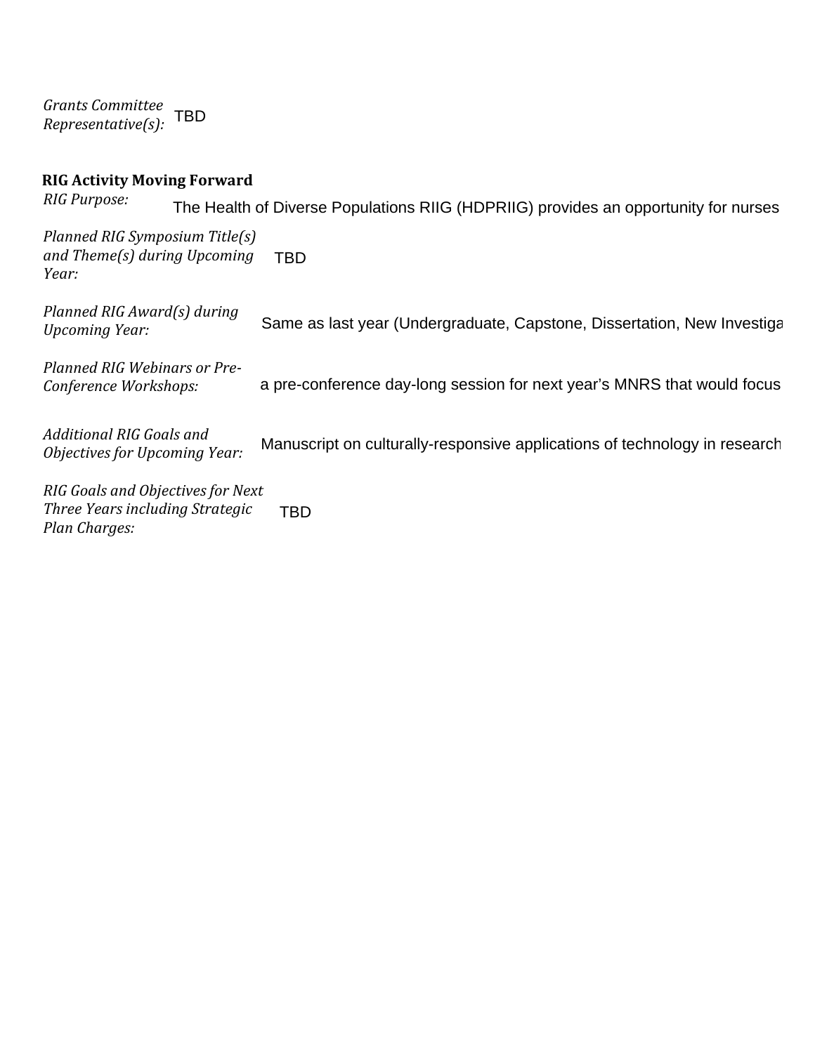*Grants Committee Representative(s):* TBD

**RIG Activity Moving Forward**

*RIG Purpose:* The Health of Diverse Populations RIIG (HDPRIIG) provides an opportunity for nurses

*Planned RIG Symposium Title(s) and Theme(s) during Upcoming Year:* TBD

*Planned RIG Award(s) during Upcoming Year:* Same as last year (Undergraduate, Capstone, Dissertation, New Investiga

*Planned RIG Webinars or Pre-Conference Workshops:* a pre-conference day-long session for next year's MNRS that would focus

*Additional RIG Goals and Objectives for Upcoming Year:* Manuscript on culturally-responsive applications of technology in research

*RIG Goals and Objectives for Next Three Years including Strategic Plan Charges:* TBD